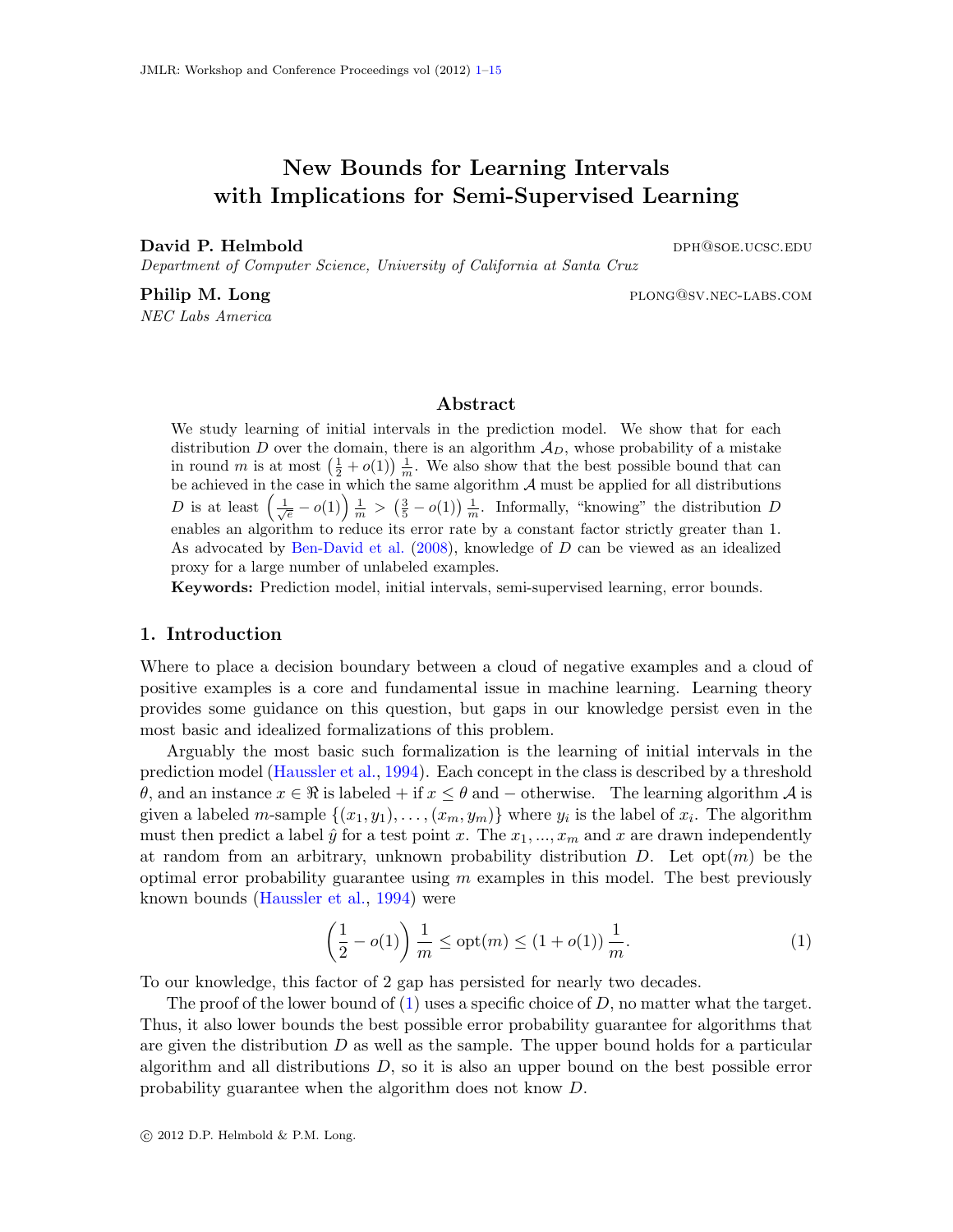# New Bounds for Learning Intervals with Implications for Semi-Supervised Learning

**David P. Helmbold** DPH@SOE.UCSC.EDU
*Department of Computer Science, University of California at Santa Cruz*

**Philip M. Long** PLONG@SV.NEC-LABS.COM
*NEC Labs America*

## Abstract

We study learning of initial intervals in the prediction model. We show that for each distribution $D$ over the domain, there is an algorithm $\mathcal{A}_D$, whose probability of a mistake in round $m$ is at most $\left(\frac{1}{2} + o(1)\right)\frac{1}{m}$. We also show that the best possible bound that can be achieved in the case in which the same algorithm $\mathcal{A}$ must be applied for all distributions $D$ is at least $\left(\frac{1}{\sqrt{e}} - o(1)\right)\frac{1}{m} > \left(\frac{3}{5} - o(1)\right)\frac{1}{m}$. Informally, "knowing" the distribution $D$ enables an algorithm to reduce its error rate by a constant factor strictly greater than 1. As advocated by Ben-David et al. (2008), knowledge of $D$ can be viewed as an idealized proxy for a large number of unlabeled examples.

**Keywords:** Prediction model, initial intervals, semi-supervised learning, error bounds.

## 1. Introduction

Where to place a decision boundary between a cloud of negative examples and a cloud of positive examples is a core and fundamental issue in machine learning. Learning theory provides some guidance on this question, but gaps in our knowledge persist even in the most basic and idealized formalizations of this problem.

Arguably the most basic such formalization is the learning of initial intervals in the prediction model (Haussler et al., 1994). Each concept in the class is described by a threshold $\theta$, and an instance $x \in \Re$ is labeled $+$ if $x \leq \theta$ and $-$ otherwise. The learning algorithm $\mathcal{A}$ is given a labeled $m$-sample $\{(x_1, y_1), \ldots, (x_m, y_m)\}$ where $y_i$ is the label of $x_i$. The algorithm must then predict a label $\hat{y}$ for a test point $x$. The $x_1, ..., x_m$ and $x$ are drawn independently at random from an arbitrary, unknown probability distribution $D$. Let $\text{opt}(m)$ be the optimal error probability guarantee using $m$ examples in this model. The best previously known bounds (Haussler et al., 1994) were

$$\left(\frac{1}{2} - o(1)\right)\frac{1}{m} \leq \text{opt}(m) \leq (1 + o(1))\frac{1}{m}. \tag{1}$$

To our knowledge, this factor of 2 gap has persisted for nearly two decades.

The proof of the lower bound of (1) uses a specific choice of $D$, no matter what the target. Thus, it also lower bounds the best possible error probability guarantee for algorithms that are given the distribution $D$ as well as the sample. The upper bound holds for a particular algorithm and all distributions $D$, so it is also an upper bound on the best possible error probability guarantee when the algorithm does not know $D$.

© 2012 D.P. Helmbold & P.M. Long.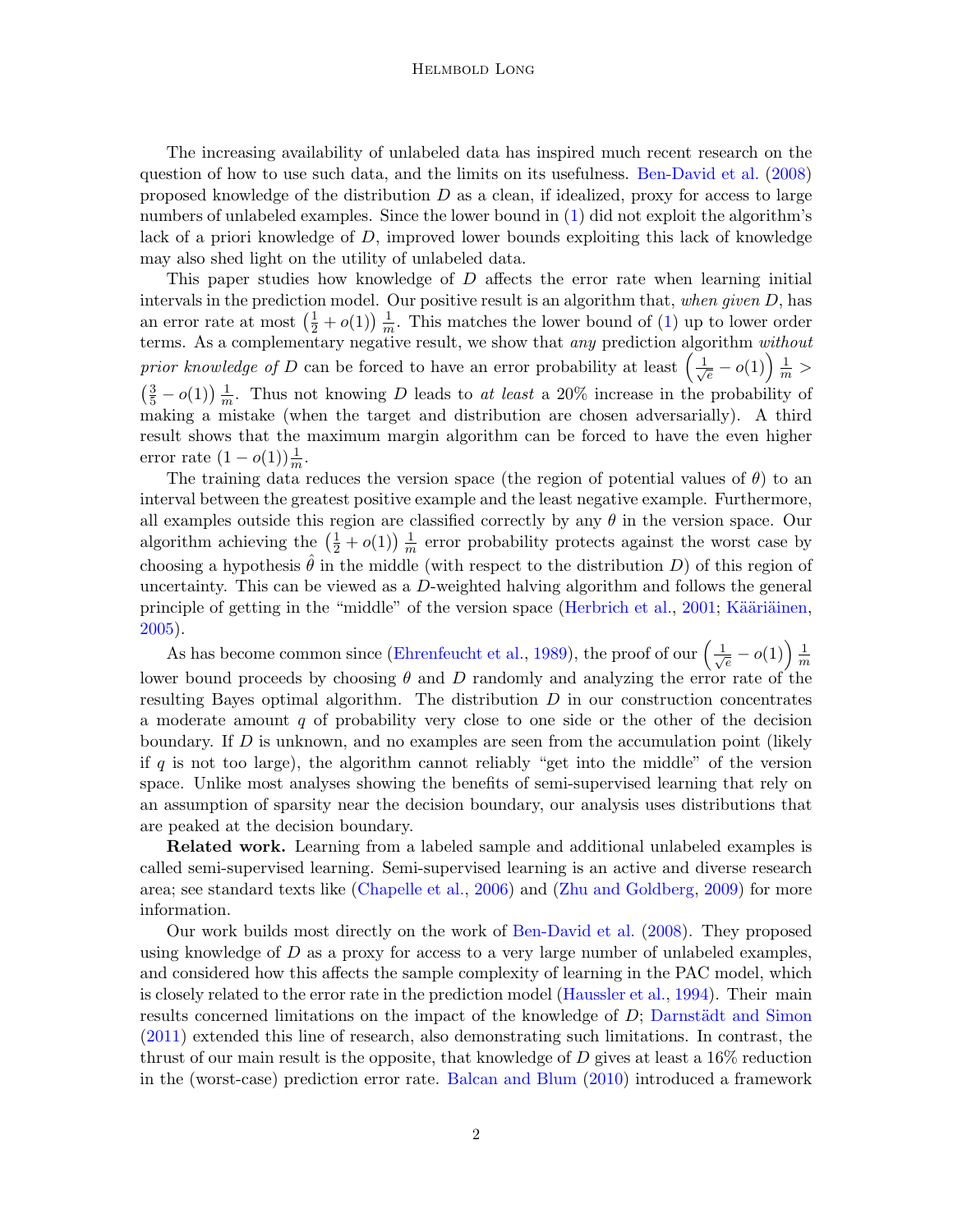The increasing availability of unlabeled data has inspired much recent research on the question of how to use such data, and the limits on its usefulness. Ben-David et al. (2008) proposed knowledge of the distribution $D$ as a clean, if idealized, proxy for access to large numbers of unlabeled examples. Since the lower bound in (1) did not exploit the algorithm's lack of a priori knowledge of $D$, improved lower bounds exploiting this lack of knowledge may also shed light on the utility of unlabeled data.

This paper studies how knowledge of $D$ affects the error rate when learning initial intervals in the prediction model. Our positive result is an algorithm that, *when given* $D$, has an error rate at most $\left(\frac{1}{2} + o(1)\right) \frac{1}{m}$. This matches the lower bound of (1) up to lower order terms. As a complementary negative result, we show that *any* prediction algorithm *without prior knowledge of* $D$ can be forced to have an error probability at least $\left(\frac{1}{\sqrt{e}} - o(1)\right) \frac{1}{m} > \left(\frac{3}{5} - o(1)\right) \frac{1}{m}$. Thus not knowing $D$ leads to *at least* a 20% increase in the probability of making a mistake (when the target and distribution are chosen adversarially). A third result shows that the maximum margin algorithm can be forced to have the even higher error rate $(1 - o(1))\frac{1}{m}$.

The training data reduces the version space (the region of potential values of $\theta$) to an interval between the greatest positive example and the least negative example. Furthermore, all examples outside this region are classified correctly by any $\theta$ in the version space. Our algorithm achieving the $\left(\frac{1}{2} + o(1)\right) \frac{1}{m}$ error probability protects against the worst case by choosing a hypothesis $\hat{\theta}$ in the middle (with respect to the distribution $D$) of this region of uncertainty. This can be viewed as a $D$-weighted halving algorithm and follows the general principle of getting in the "middle" of the version space (Herbrich et al., 2001; Kääriäinen, 2005).

As has become common since (Ehrenfeucht et al., 1989), the proof of our $\left(\frac{1}{\sqrt{e}} - o(1)\right) \frac{1}{m}$ lower bound proceeds by choosing $\theta$ and $D$ randomly and analyzing the error rate of the resulting Bayes optimal algorithm. The distribution $D$ in our construction concentrates a moderate amount $q$ of probability very close to one side or the other of the decision boundary. If $D$ is unknown, and no examples are seen from the accumulation point (likely if $q$ is not too large), the algorithm cannot reliably "get into the middle" of the version space. Unlike most analyses showing the benefits of semi-supervised learning that rely on an assumption of sparsity near the decision boundary, our analysis uses distributions that are peaked at the decision boundary.

**Related work.** Learning from a labeled sample and additional unlabeled examples is called semi-supervised learning. Semi-supervised learning is an active and diverse research area; see standard texts like (Chapelle et al., 2006) and (Zhu and Goldberg, 2009) for more information.

Our work builds most directly on the work of Ben-David et al. (2008). They proposed using knowledge of $D$ as a proxy for access to a very large number of unlabeled examples, and considered how this affects the sample complexity of learning in the PAC model, which is closely related to the error rate in the prediction model (Haussler et al., 1994). Their main results concerned limitations on the impact of the knowledge of $D$; Darnstädt and Simon (2011) extended this line of research, also demonstrating such limitations. In contrast, the thrust of our main result is the opposite, that knowledge of $D$ gives at least a 16% reduction in the (worst-case) prediction error rate. Balcan and Blum (2010) introduced a framework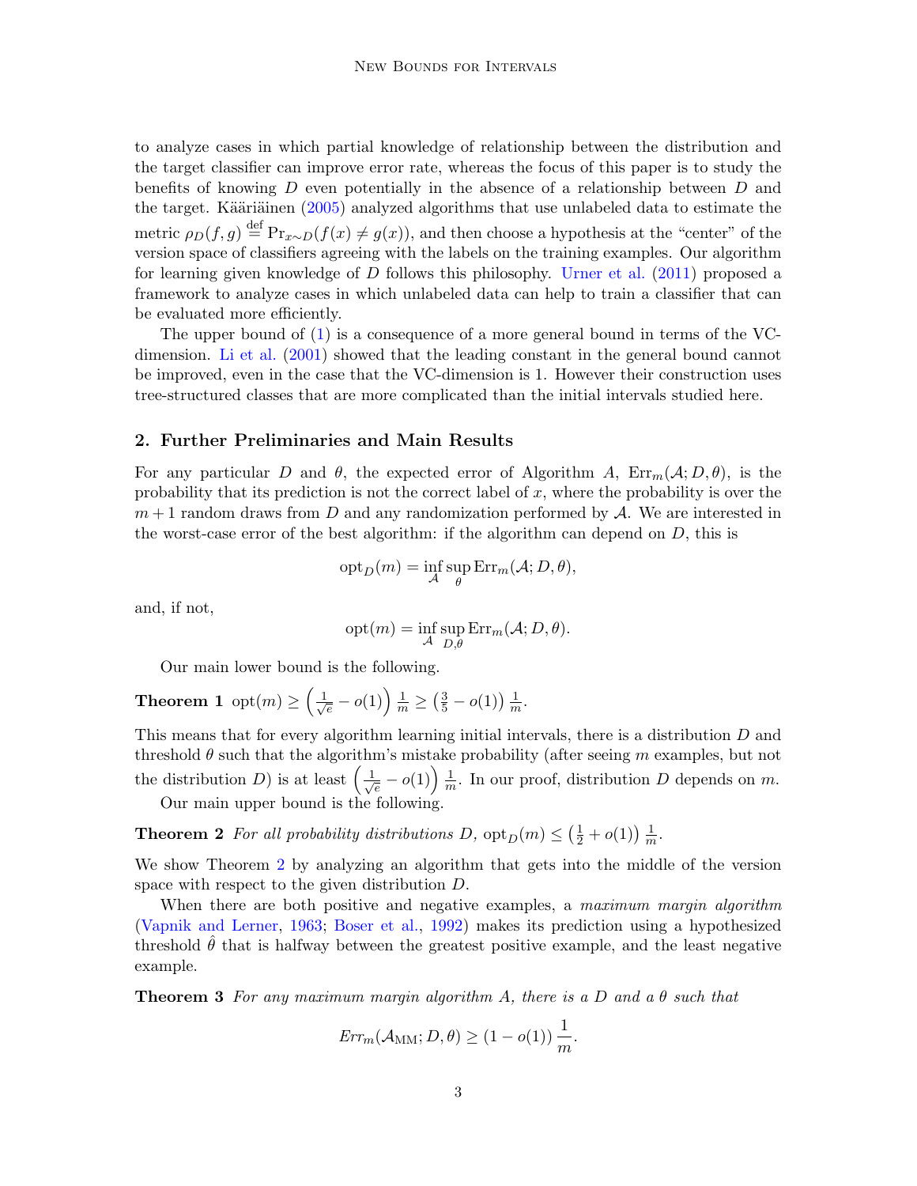to analyze cases in which partial knowledge of relationship between the distribution and the target classifier can improve error rate, whereas the focus of this paper is to study the benefits of knowing $D$ even potentially in the absence of a relationship between $D$ and the target. Kääriäinen (2005) analyzed algorithms that use unlabeled data to estimate the metric $\rho_D(f, g) \stackrel{\text{def}}{=} \Pr_{x \sim D}(f(x) \neq g(x))$, and then choose a hypothesis at the "center" of the version space of classifiers agreeing with the labels on the training examples. Our algorithm for learning given knowledge of $D$ follows this philosophy. Urner et al. (2011) proposed a framework to analyze cases in which unlabeled data can help to train a classifier that can be evaluated more efficiently.

The upper bound of (1) is a consequence of a more general bound in terms of the VC-dimension. Li et al. (2001) showed that the leading constant in the general bound cannot be improved, even in the case that the VC-dimension is 1. However their construction uses tree-structured classes that are more complicated than the initial intervals studied here.

## 2. Further Preliminaries and Main Results

For any particular $D$ and $\theta$, the expected error of Algorithm $A$, $\mathrm{Err}_m(\mathcal{A}; D, \theta)$, is the probability that its prediction is not the correct label of $x$, where the probability is over the $m + 1$ random draws from $D$ and any randomization performed by $\mathcal{A}$. We are interested in the worst-case error of the best algorithm: if the algorithm can depend on $D$, this is

$$\mathrm{opt}_D(m) = \inf_{\mathcal{A}} \sup_{\theta} \mathrm{Err}_m(\mathcal{A}; D, \theta),$$

and, if not,

$$\mathrm{opt}(m) = \inf_{\mathcal{A}} \sup_{D,\theta} \mathrm{Err}_m(\mathcal{A}; D, \theta).$$

Our main lower bound is the following.

**Theorem 1** $\mathrm{opt}(m) \geq \left(\frac{1}{\sqrt{e}} - o(1)\right) \frac{1}{m} \geq \left(\frac{3}{5} - o(1)\right) \frac{1}{m}$.

This means that for every algorithm learning initial intervals, there is a distribution $D$ and threshold $\theta$ such that the algorithm's mistake probability (after seeing $m$ examples, but not the distribution $D$) is at least $\left(\frac{1}{\sqrt{e}} - o(1)\right) \frac{1}{m}$. In our proof, distribution $D$ depends on $m$.

Our main upper bound is the following.

**Theorem 2** *For all probability distributions $D$, $\mathrm{opt}_D(m) \leq \left(\frac{1}{2} + o(1)\right) \frac{1}{m}$.*

We show Theorem 2 by analyzing an algorithm that gets into the middle of the version space with respect to the given distribution $D$.

When there are both positive and negative examples, a *maximum margin algorithm* (Vapnik and Lerner, 1963; Boser et al., 1992) makes its prediction using a hypothesized threshold $\hat{\theta}$ that is halfway between the greatest positive example, and the least negative example.

**Theorem 3** *For any maximum margin algorithm $A$, there is a $D$ and a $\theta$ such that*

$$Err_m(\mathcal{A}_{\mathrm{MM}}; D, \theta) \geq (1 - o(1)) \frac{1}{m}.$$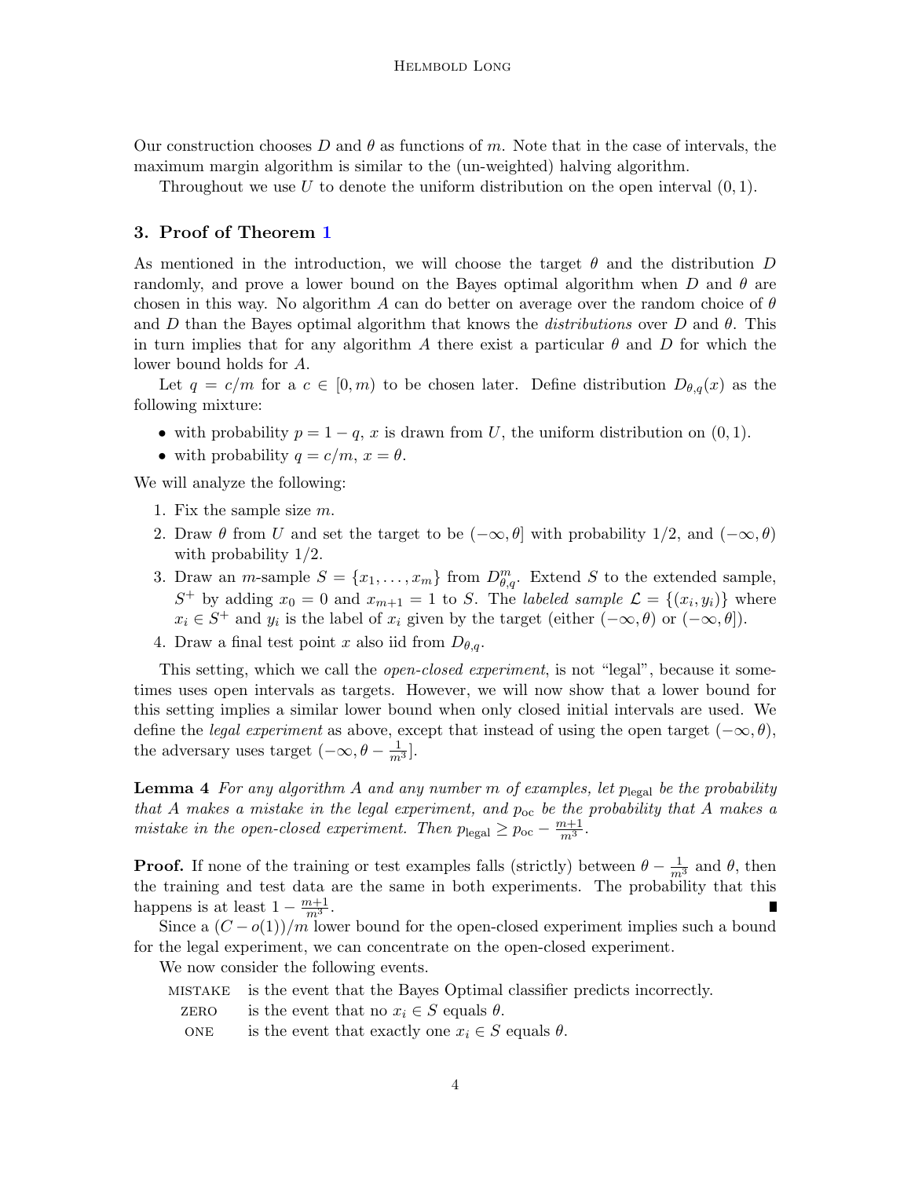Our construction chooses $D$ and $\theta$ as functions of $m$. Note that in the case of intervals, the maximum margin algorithm is similar to the (un-weighted) halving algorithm.

Throughout we use $U$ to denote the uniform distribution on the open interval $(0, 1)$.

## 3. Proof of Theorem 1

As mentioned in the introduction, we will choose the target $\theta$ and the distribution $D$ randomly, and prove a lower bound on the Bayes optimal algorithm when $D$ and $\theta$ are chosen in this way. No algorithm $A$ can do better on average over the random choice of $\theta$ and $D$ than the Bayes optimal algorithm that knows the *distributions* over $D$ and $\theta$. This in turn implies that for any algorithm $A$ there exist a particular $\theta$ and $D$ for which the lower bound holds for $A$.

Let $q = c/m$ for a $c \in [0, m)$ to be chosen later. Define distribution $D_{\theta,q}(x)$ as the following mixture:

- with probability $p = 1 - q$, $x$ is drawn from $U$, the uniform distribution on $(0, 1)$.
- with probability $q = c/m$, $x = \theta$.

We will analyze the following:

1. Fix the sample size $m$.
2. Draw $\theta$ from $U$ and set the target to be $(-\infty, \theta]$ with probability $1/2$, and $(-\infty, \theta)$ with probability $1/2$.
3. Draw an $m$-sample $S = \{x_1, \ldots, x_m\}$ from $D^m_{\theta,q}$. Extend $S$ to the extended sample, $S^+$ by adding $x_0 = 0$ and $x_{m+1} = 1$ to $S$. The *labeled sample* $\mathcal{L} = \{(x_i, y_i)\}$ where $x_i \in S^+$ and $y_i$ is the label of $x_i$ given by the target (either $(-\infty, \theta)$ or $(-\infty, \theta]$).
4. Draw a final test point $x$ also iid from $D_{\theta,q}$.

This setting, which we call the *open-closed experiment*, is not "legal", because it sometimes uses open intervals as targets. However, we will now show that a lower bound for this setting implies a similar lower bound when only closed initial intervals are used. We define the *legal experiment* as above, except that instead of using the open target $(-\infty, \theta)$, the adversary uses target $(-\infty, \theta - \frac{1}{m^3}]$.

**Lemma 4** *For any algorithm $A$ and any number $m$ of examples, let $p_{\text{legal}}$ be the probability that $A$ makes a mistake in the legal experiment, and $p_{\text{oc}}$ be the probability that $A$ makes a mistake in the open-closed experiment. Then $p_{\text{legal}} \geq p_{\text{oc}} - \frac{m+1}{m^3}$.*

**Proof.** If none of the training or test examples falls (strictly) between $\theta - \frac{1}{m^3}$ and $\theta$, then the training and test data are the same in both experiments. The probability that this happens is at least $1 - \frac{m+1}{m^3}$. ∎

Since a $(C - o(1))/m$ lower bound for the open-closed experiment implies such a bound for the legal experiment, we can concentrate on the open-closed experiment.

We now consider the following events.

- MISTAKE is the event that the Bayes Optimal classifier predicts incorrectly.
- ZERO is the event that no $x_i \in S$ equals $\theta$.
- ONE is the event that exactly one $x_i \in S$ equals $\theta$.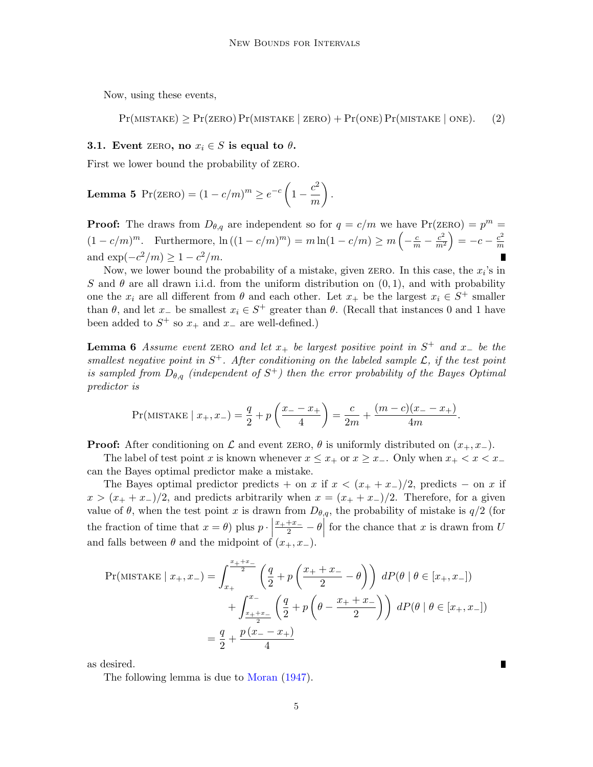Now, using these events,

$$\Pr(\text{MISTAKE}) \geq \Pr(\text{ZERO}) \Pr(\text{MISTAKE} \mid \text{ZERO}) + \Pr(\text{ONE}) \Pr(\text{MISTAKE} \mid \text{ONE}). \quad (2)$$

### 3.1. Event ZERO, no $x_i \in S$ is equal to $\theta$.

First we lower bound the probability of ZERO.

**Lemma 5** $\Pr(\text{ZERO}) = (1 - c/m)^m \geq e^{-c}\left(1 - \dfrac{c^2}{m}\right)$.

**Proof:** The draws from $D_{\theta,q}$ are independent so for $q = c/m$ we have $\Pr(\text{ZERO}) = p^m = (1-c/m)^m$. Furthermore, $\ln\left((1-c/m)^m\right) = m \ln(1-c/m) \geq m\left(-\frac{c}{m} - \frac{c^2}{m^2}\right) = -c - \frac{c^2}{m}$ and $\exp(-c^2/m) \geq 1 - c^2/m$. ∎

Now, we lower bound the probability of a mistake, given ZERO. In this case, the $x_i$'s in $S$ and $\theta$ are all drawn i.i.d. from the uniform distribution on $(0,1)$, and with probability one the $x_i$ are all different from $\theta$ and each other. Let $x_+$ be the largest $x_i \in S^+$ smaller than $\theta$, and let $x_-$ be smallest $x_i \in S^+$ greater than $\theta$. (Recall that instances 0 and 1 have been added to $S^+$ so $x_+$ and $x_-$ are well-defined.)

**Lemma 6** *Assume event* ZERO *and let $x_+$ be largest positive point in $S^+$ and $x_-$ be the smallest negative point in $S^+$. After conditioning on the labeled sample $\mathcal{L}$, if the test point is sampled from $D_{\theta,q}$ (independent of $S^+$) then the error probability of the Bayes Optimal predictor is*

$$\Pr(\text{MISTAKE} \mid x_+, x_-) = \frac{q}{2} + p\left(\frac{x_- - x_+}{4}\right) = \frac{c}{2m} + \frac{(m-c)(x_- - x_+)}{4m}.$$

**Proof:** After conditioning on $\mathcal{L}$ and event ZERO, $\theta$ is uniformly distributed on $(x_+, x_-)$.

The label of test point $x$ is known whenever $x \leq x_+$ or $x \geq x_-$. Only when $x_+ < x < x_-$ can the Bayes optimal predictor make a mistake.

The Bayes optimal predictor predicts $+$ on $x$ if $x < (x_+ + x_-)/2$, predicts $-$ on $x$ if $x > (x_+ + x_-)/2$, and predicts arbitrarily when $x = (x_+ + x_-)/2$. Therefore, for a given value of $\theta$, when the test point $x$ is drawn from $D_{\theta,q}$, the probability of mistake is $q/2$ (for the fraction of time that $x = \theta$) plus $p \cdot \left|\frac{x_+ + x_-}{2} - \theta\right|$ for the chance that $x$ is drawn from $U$ and falls between $\theta$ and the midpoint of $(x_+, x_-)$.

$$\begin{aligned}
\Pr(\text{MISTAKE} \mid x_+, x_-) &= \int_{x_+}^{\frac{x_+ + x_-}{2}} \left(\frac{q}{2} + p\left(\frac{x_+ + x_-}{2} - \theta\right)\right) \, dP(\theta \mid \theta \in [x_+, x_-]) \\
&\quad + \int_{\frac{x_+ + x_-}{2}}^{x_-} \left(\frac{q}{2} + p\left(\theta - \frac{x_+ + x_-}{2}\right)\right) \, dP(\theta \mid \theta \in [x_+, x_-]) \\
&= \frac{q}{2} + \frac{p\,(x_- - x_+)}{4}
\end{aligned}$$

as desired. ∎

The following lemma is due to Moran (1947).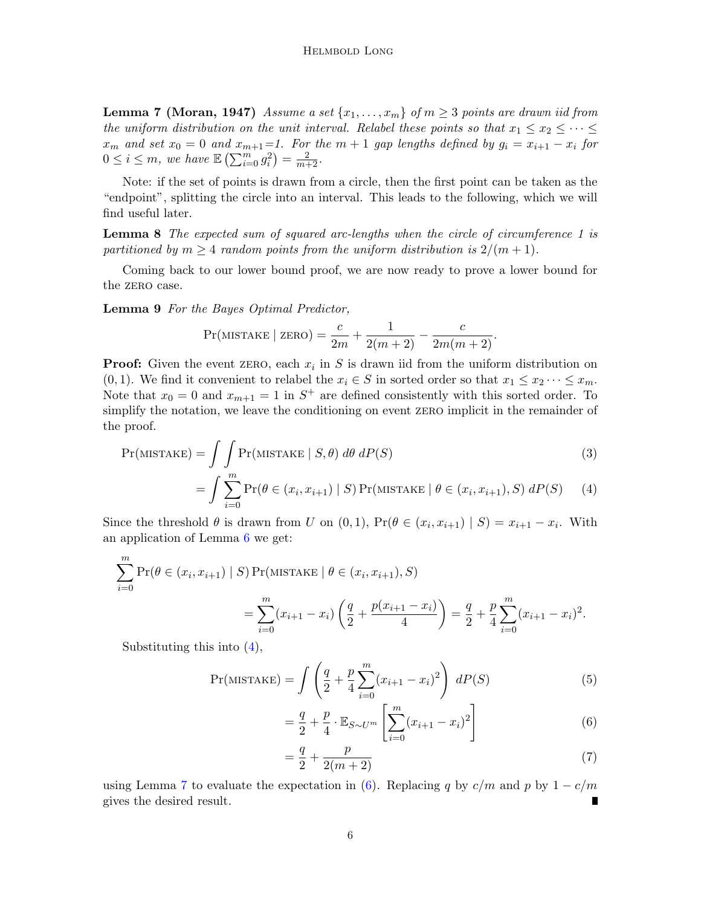**Lemma 7 (Moran, 1947)** *Assume a set $\{x_1, \ldots, x_m\}$ of $m \geq 3$ points are drawn iid from the uniform distribution on the unit interval. Relabel these points so that $x_1 \leq x_2 \leq \cdots \leq x_m$ and set $x_0 = 0$ and $x_{m+1}$=1. For the $m+1$ gap lengths defined by $g_i = x_{i+1} - x_i$ for $0 \leq i \leq m$, we have $\mathbb{E}\left(\sum_{i=0}^{m} g_i^2\right) = \frac{2}{m+2}$.*

Note: if the set of points is drawn from a circle, then the first point can be taken as the "endpoint", splitting the circle into an interval. This leads to the following, which we will find useful later.

**Lemma 8** *The expected sum of squared arc-lengths when the circle of circumference 1 is partitioned by $m \geq 4$ random points from the uniform distribution is $2/(m+1)$.*

Coming back to our lower bound proof, we are now ready to prove a lower bound for the ZERO case.

**Lemma 9** *For the Bayes Optimal Predictor,*

$$\Pr(\text{MISTAKE} \mid \text{ZERO}) = \frac{c}{2m} + \frac{1}{2(m+2)} - \frac{c}{2m(m+2)}.$$

**Proof:** Given the event ZERO, each $x_i$ in $S$ is drawn iid from the uniform distribution on $(0, 1)$. We find it convenient to relabel the $x_i \in S$ in sorted order so that $x_1 \leq x_2 \cdots \leq x_m$. Note that $x_0 = 0$ and $x_{m+1} = 1$ in $S^+$ are defined consistently with this sorted order. To simplify the notation, we leave the conditioning on event ZERO implicit in the remainder of the proof.

$$\Pr(\text{MISTAKE}) = \int \int \Pr(\text{MISTAKE} \mid S, \theta) \, d\theta \, dP(S) \tag{3}$$

$$= \int \sum_{i=0}^{m} \Pr(\theta \in (x_i, x_{i+1}) \mid S) \Pr(\text{MISTAKE} \mid \theta \in (x_i, x_{i+1}), S) \, dP(S) \tag{4}$$

Since the threshold $\theta$ is drawn from $U$ on $(0, 1)$, $\Pr(\theta \in (x_i, x_{i+1}) \mid S) = x_{i+1} - x_i$. With an application of Lemma 6 we get:

$$\sum_{i=0}^{m} \Pr(\theta \in (x_i, x_{i+1}) \mid S) \Pr(\text{MISTAKE} \mid \theta \in (x_i, x_{i+1}), S)$$
$$= \sum_{i=0}^{m} (x_{i+1} - x_i) \left( \frac{q}{2} + \frac{p(x_{i+1} - x_i)}{4} \right) = \frac{q}{2} + \frac{p}{4} \sum_{i=0}^{m} (x_{i+1} - x_i)^2.$$

Substituting this into (4),

$$\Pr(\text{MISTAKE}) = \int \left( \frac{q}{2} + \frac{p}{4} \sum_{i=0}^{m} (x_{i+1} - x_i)^2 \right) \, dP(S) \tag{5}$$

$$= \frac{q}{2} + \frac{p}{4} \cdot \mathbb{E}_{S \sim U^m} \left[ \sum_{i=0}^{m} (x_{i+1} - x_i)^2 \right] \tag{6}$$

$$= \frac{q}{2} + \frac{p}{2(m+2)} \tag{7}$$

using Lemma 7 to evaluate the expectation in (6). Replacing $q$ by $c/m$ and $p$ by $1 - c/m$ gives the desired result. ∎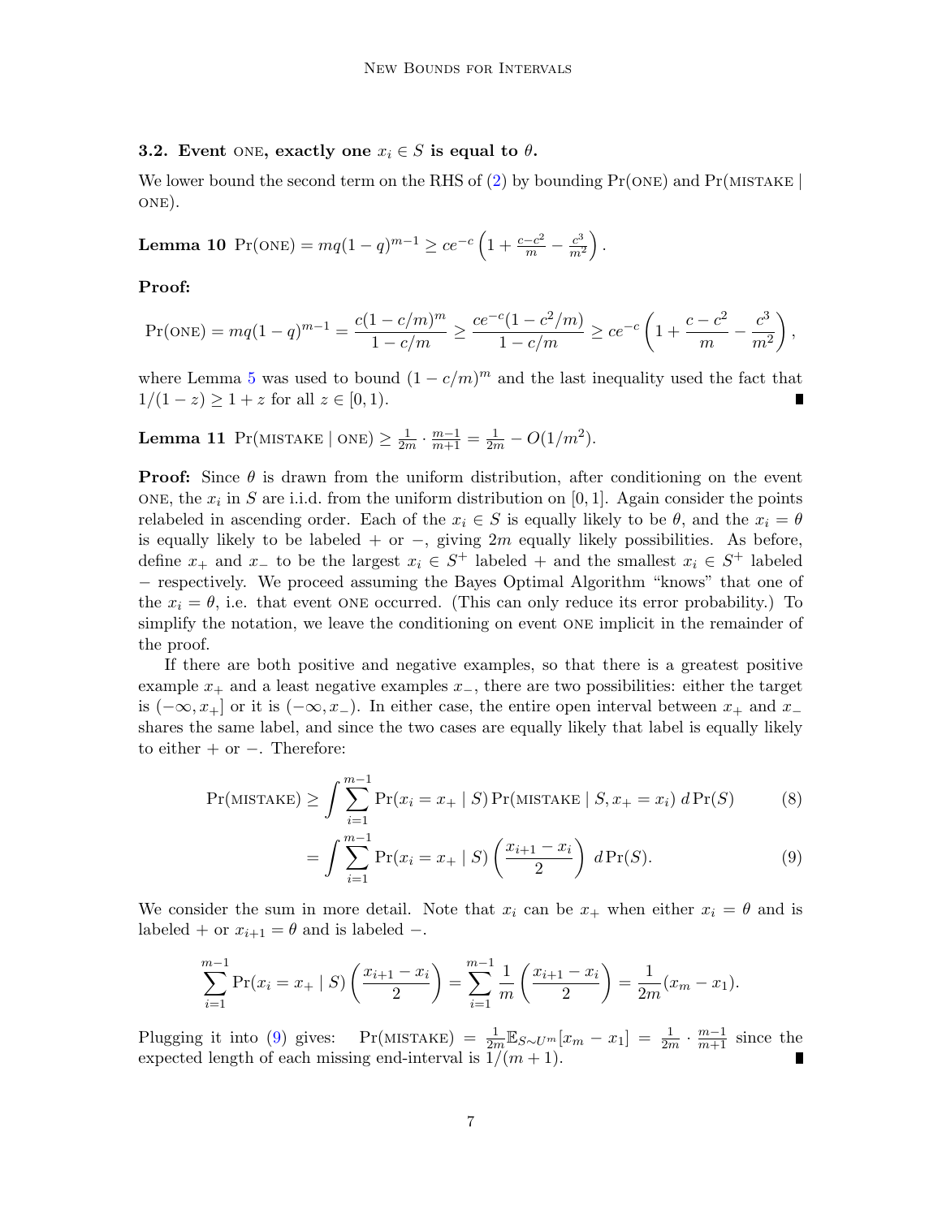### 3.2. Event ONE, exactly one $x_i \in S$ is equal to $\theta$.

We lower bound the second term on the RHS of (2) by bounding $\Pr(\text{ONE})$ and $\Pr(\text{MISTAKE} \mid \text{ONE})$.

**Lemma 10** $\Pr(\text{ONE}) = mq(1-q)^{m-1} \geq ce^{-c}\left(1 + \frac{c-c^2}{m} - \frac{c^3}{m^2}\right)$.

**Proof:**

$$\Pr(\text{ONE}) = mq(1-q)^{m-1} = \frac{c(1-c/m)^m}{1-c/m} \geq \frac{ce^{-c}(1-c^2/m)}{1-c/m} \geq ce^{-c}\left(1 + \frac{c-c^2}{m} - \frac{c^3}{m^2}\right),$$

where Lemma 5 was used to bound $(1-c/m)^m$ and the last inequality used the fact that $1/(1-z) \geq 1+z$ for all $z \in [0,1)$. ∎

**Lemma 11** $\Pr(\text{MISTAKE} \mid \text{ONE}) \geq \frac{1}{2m} \cdot \frac{m-1}{m+1} = \frac{1}{2m} - O(1/m^2)$.

**Proof:** Since $\theta$ is drawn from the uniform distribution, after conditioning on the event ONE, the $x_i$ in $S$ are i.i.d. from the uniform distribution on $[0,1]$. Again consider the points relabeled in ascending order. Each of the $x_i \in S$ is equally likely to be $\theta$, and the $x_i = \theta$ is equally likely to be labeled $+$ or $-$, giving $2m$ equally likely possibilities. As before, define $x_+$ and $x_-$ to be the largest $x_i \in S^+$ labeled $+$ and the smallest $x_i \in S^+$ labeled $-$ respectively. We proceed assuming the Bayes Optimal Algorithm "knows" that one of the $x_i = \theta$, i.e. that event ONE occurred. (This can only reduce its error probability.) To simplify the notation, we leave the conditioning on event ONE implicit in the remainder of the proof.

If there are both positive and negative examples, so that there is a greatest positive example $x_+$ and a least negative examples $x_-$, there are two possibilities: either the target is $(-\infty, x_+]$ or it is $(-\infty, x_-)$. In either case, the entire open interval between $x_+$ and $x_-$ shares the same label, and since the two cases are equally likely that label is equally likely to either $+$ or $-$. Therefore:

$$\Pr(\text{MISTAKE}) \geq \int \sum_{i=1}^{m-1} \Pr(x_i = x_+ \mid S) \Pr(\text{MISTAKE} \mid S, x_+ = x_i)\, d\Pr(S) \tag{8}$$

$$= \int \sum_{i=1}^{m-1} \Pr(x_i = x_+ \mid S)\left(\frac{x_{i+1} - x_i}{2}\right) d\Pr(S). \tag{9}$$

We consider the sum in more detail. Note that $x_i$ can be $x_+$ when either $x_i = \theta$ and is labeled $+$ or $x_{i+1} = \theta$ and is labeled $-$.

$$\sum_{i=1}^{m-1} \Pr(x_i = x_+ \mid S)\left(\frac{x_{i+1} - x_i}{2}\right) = \sum_{i=1}^{m-1} \frac{1}{m}\left(\frac{x_{i+1} - x_i}{2}\right) = \frac{1}{2m}(x_m - x_1).$$

Plugging it into (9) gives: $\Pr(\text{MISTAKE}) = \frac{1}{2m}\mathbb{E}_{S \sim U^m}[x_m - x_1] = \frac{1}{2m} \cdot \frac{m-1}{m+1}$ since the expected length of each missing end-interval is $1/(m+1)$. ∎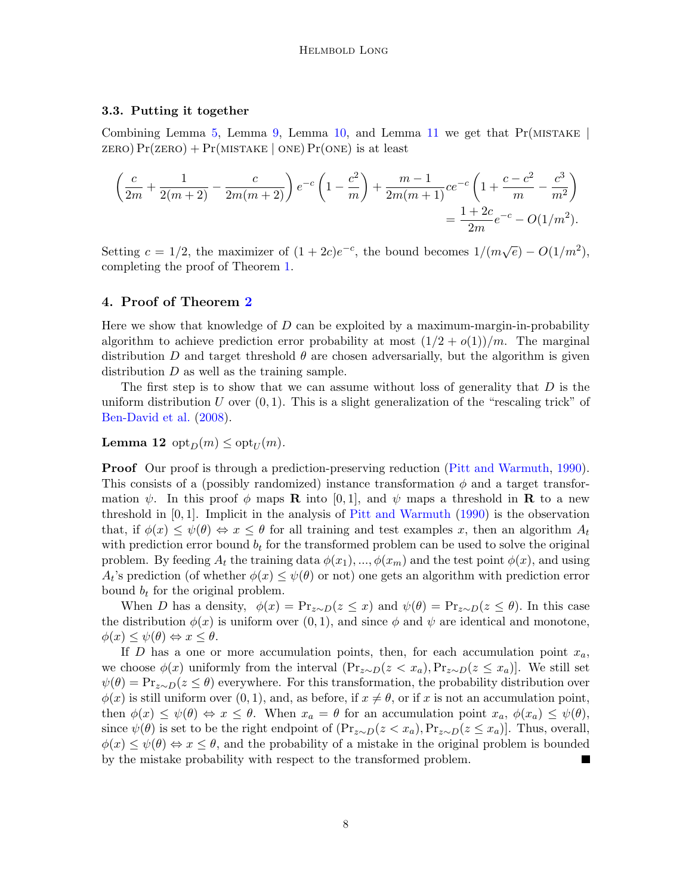### 3.3. Putting it together

Combining Lemma 5, Lemma 9, Lemma 10, and Lemma 11 we get that $\Pr(\text{MISTAKE} \mid \text{ZERO})\Pr(\text{ZERO}) + \Pr(\text{MISTAKE} \mid \text{ONE})\Pr(\text{ONE})$ is at least

$$\left(\frac{c}{2m} + \frac{1}{2(m+2)} - \frac{c}{2m(m+2)}\right) e^{-c}\left(1 - \frac{c^2}{m}\right) + \frac{m-1}{2m(m+1)} c e^{-c}\left(1 + \frac{c - c^2}{m} - \frac{c^3}{m^2}\right)$$
$$= \frac{1+2c}{2m} e^{-c} - O(1/m^2).$$

Setting $c = 1/2$, the maximizer of $(1+2c)e^{-c}$, the bound becomes $1/(m\sqrt{e}) - O(1/m^2)$, completing the proof of Theorem 1.

## 4. Proof of Theorem 2

Here we show that knowledge of $D$ can be exploited by a maximum-margin-in-probability algorithm to achieve prediction error probability at most $(1/2 + o(1))/m$. The marginal distribution $D$ and target threshold $\theta$ are chosen adversarially, but the algorithm is given distribution $D$ as well as the training sample.

The first step is to show that we can assume without loss of generality that $D$ is the uniform distribution $U$ over $(0,1)$. This is a slight generalization of the "rescaling trick" of Ben-David et al. (2008).

**Lemma 12** $\text{opt}_D(m) \leq \text{opt}_U(m)$.

**Proof** Our proof is through a prediction-preserving reduction (Pitt and Warmuth, 1990). This consists of a (possibly randomized) instance transformation $\phi$ and a target transformation $\psi$. In this proof $\phi$ maps $\mathbf{R}$ into $[0,1]$, and $\psi$ maps a threshold in $\mathbf{R}$ to a new threshold in $[0,1]$. Implicit in the analysis of Pitt and Warmuth (1990) is the observation that, if $\phi(x) \leq \psi(\theta) \Leftrightarrow x \leq \theta$ for all training and test examples $x$, then an algorithm $A_t$ with prediction error bound $b_t$ for the transformed problem can be used to solve the original problem. By feeding $A_t$ the training data $\phi(x_1), ..., \phi(x_m)$ and the test point $\phi(x)$, and using $A_t$'s prediction (of whether $\phi(x) \leq \psi(\theta)$ or not) one gets an algorithm with prediction error bound $b_t$ for the original problem.

When $D$ has a density, $\phi(x) = \Pr_{z \sim D}(z \leq x)$ and $\psi(\theta) = \Pr_{z \sim D}(z \leq \theta)$. In this case the distribution $\phi(x)$ is uniform over $(0,1)$, and since $\phi$ and $\psi$ are identical and monotone, $\phi(x) \leq \psi(\theta) \Leftrightarrow x \leq \theta$.

If $D$ has a one or more accumulation points, then, for each accumulation point $x_a$, we choose $\phi(x)$ uniformly from the interval $(\Pr_{z \sim D}(z < x_a), \Pr_{z \sim D}(z \leq x_a)]$. We still set $\psi(\theta) = \Pr_{z \sim D}(z \leq \theta)$ everywhere. For this transformation, the probability distribution over $\phi(x)$ is still uniform over $(0,1)$, and, as before, if $x \neq \theta$, or if $x$ is not an accumulation point, then $\phi(x) \leq \psi(\theta) \Leftrightarrow x \leq \theta$. When $x_a = \theta$ for an accumulation point $x_a$, $\phi(x_a) \leq \psi(\theta)$, since $\psi(\theta)$ is set to be the right endpoint of $(\Pr_{z \sim D}(z < x_a), \Pr_{z \sim D}(z \leq x_a)]$. Thus, overall, $\phi(x) \leq \psi(\theta) \Leftrightarrow x \leq \theta$, and the probability of a mistake in the original problem is bounded by the mistake probability with respect to the transformed problem. ∎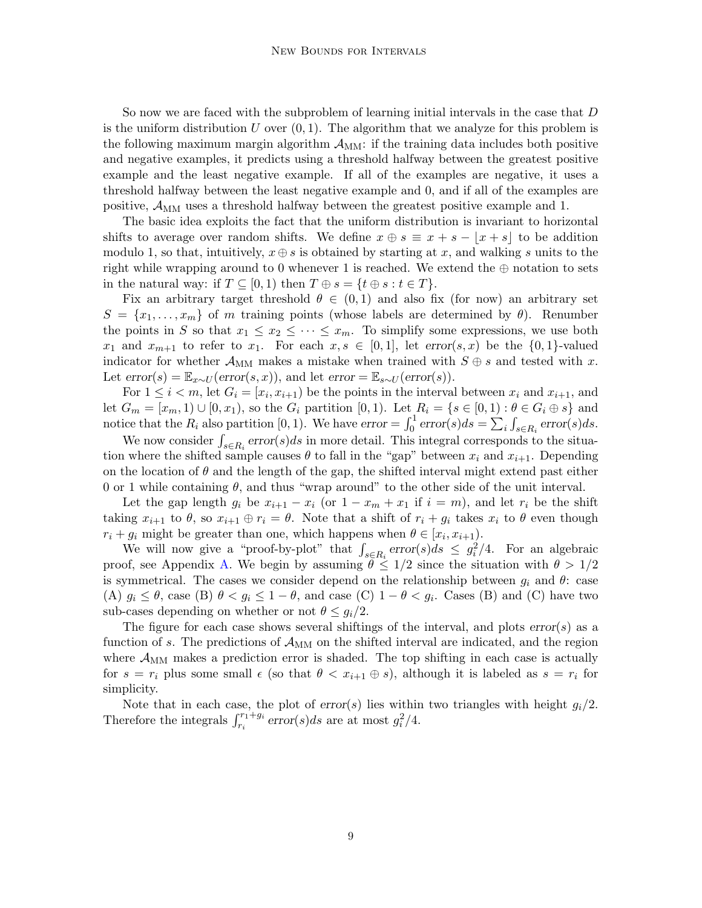So now we are faced with the subproblem of learning initial intervals in the case that $D$ is the uniform distribution $U$ over $(0, 1)$. The algorithm that we analyze for this problem is the following maximum margin algorithm $\mathcal{A}_{\mathrm{MM}}$: if the training data includes both positive and negative examples, it predicts using a threshold halfway between the greatest positive example and the least negative example. If all of the examples are negative, it uses a threshold halfway between the least negative example and 0, and if all of the examples are positive, $\mathcal{A}_{\mathrm{MM}}$ uses a threshold halfway between the greatest positive example and 1.

The basic idea exploits the fact that the uniform distribution is invariant to horizontal shifts to average over random shifts. We define $x \oplus s \equiv x + s - \lfloor x + s \rfloor$ to be addition modulo 1, so that, intuitively, $x \oplus s$ is obtained by starting at $x$, and walking $s$ units to the right while wrapping around to 0 whenever 1 is reached. We extend the $\oplus$ notation to sets in the natural way: if $T \subseteq [0, 1)$ then $T \oplus s = \{t \oplus s : t \in T\}$.

Fix an arbitrary target threshold $\theta \in (0, 1)$ and also fix (for now) an arbitrary set $S = \{x_1, \ldots, x_m\}$ of $m$ training points (whose labels are determined by $\theta$). Renumber the points in $S$ so that $x_1 \leq x_2 \leq \cdots \leq x_m$. To simplify some expressions, we use both $x_1$ and $x_{m+1}$ to refer to $x_1$. For each $x, s \in [0, 1]$, let $\mathit{error}(s, x)$ be the $\{0, 1\}$-valued indicator for whether $\mathcal{A}_{\mathrm{MM}}$ makes a mistake when trained with $S \oplus s$ and tested with $x$. Let $\mathit{error}(s) = \mathbb{E}_{x \sim U}(\mathit{error}(s, x))$, and let $\mathit{error} = \mathbb{E}_{s \sim U}(\mathit{error}(s))$.

For $1 \leq i < m$, let $G_i = [x_i, x_{i+1})$ be the points in the interval between $x_i$ and $x_{i+1}$, and let $G_m = [x_m, 1) \cup [0, x_1)$, so the $G_i$ partition $[0, 1)$. Let $R_i = \{s \in [0, 1) : \theta \in G_i \oplus s\}$ and notice that the $R_i$ also partition $[0, 1)$. We have $\mathit{error} = \int_0^1 \mathit{error}(s) ds = \sum_i \int_{s \in R_i} \mathit{error}(s) ds$.

We now consider $\int_{s \in R_i} \mathit{error}(s) ds$ in more detail. This integral corresponds to the situation where the shifted sample causes $\theta$ to fall in the "gap" between $x_i$ and $x_{i+1}$. Depending on the location of $\theta$ and the length of the gap, the shifted interval might extend past either 0 or 1 while containing $\theta$, and thus "wrap around" to the other side of the unit interval.

Let the gap length $g_i$ be $x_{i+1} - x_i$ (or $1 - x_m + x_1$ if $i = m$), and let $r_i$ be the shift taking $x_{i+1}$ to $\theta$, so $x_{i+1} \oplus r_i = \theta$. Note that a shift of $r_i + g_i$ takes $x_i$ to $\theta$ even though $r_i + g_i$ might be greater than one, which happens when $\theta \in [x_i, x_{i+1})$.

We will now give a "proof-by-plot" that $\int_{s \in R_i} \mathit{error}(s) ds \leq g_i^2/4$. For an algebraic proof, see Appendix A. We begin by assuming $\theta \leq 1/2$ since the situation with $\theta > 1/2$ is symmetrical. The cases we consider depend on the relationship between $g_i$ and $\theta$: case (A) $g_i \leq \theta$, case (B) $\theta < g_i \leq 1 - \theta$, and case (C) $1 - \theta < g_i$. Cases (B) and (C) have two sub-cases depending on whether or not $\theta \leq g_i/2$.

The figure for each case shows several shiftings of the interval, and plots $\mathit{error}(s)$ as a function of $s$. The predictions of $\mathcal{A}_{\mathrm{MM}}$ on the shifted interval are indicated, and the region where $\mathcal{A}_{\mathrm{MM}}$ makes a prediction error is shaded. The top shifting in each case is actually for $s = r_i$ plus some small $\epsilon$ (so that $\theta < x_{i+1} \oplus s$), although it is labeled as $s = r_i$ for simplicity.

Note that in each case, the plot of $\mathit{error}(s)$ lies within two triangles with height $g_i/2$. Therefore the integrals $\int_{r_i}^{r_1 + g_i} \mathit{error}(s) ds$ are at most $g_i^2/4$.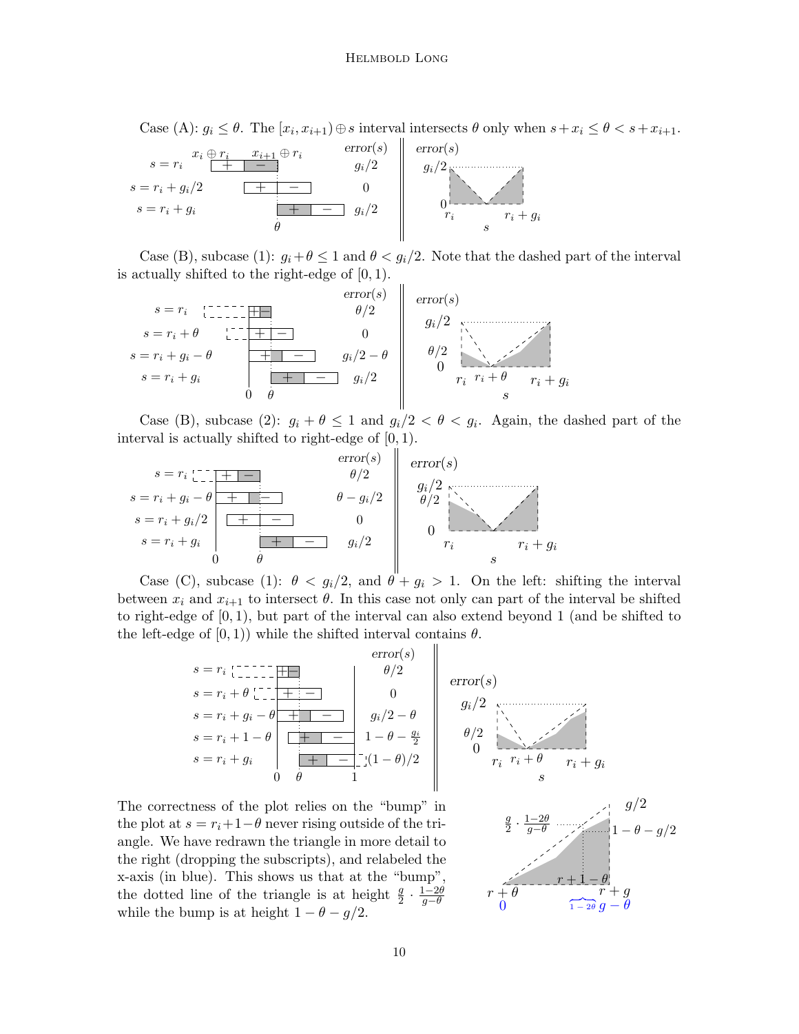Case (A): $g_i \leq \theta$. The $[x_i, x_{i+1}) \oplus s$ interval intersects $\theta$ only when $s + x_i \leq \theta < s + x_{i+1}$.

| | error(s) |
|---|---|
| $s = r_i$ | $g_i/2$ |
| $s = r_i + g_i/2$ | 0 |
| $s = r_i + g_i$ | $g_i/2$ |

Case (B), subcase (1): $g_i + \theta \leq 1$ and $\theta < g_i/2$. Note that the dashed part of the interval is actually shifted to the right-edge of $[0, 1)$.

| | error(s) |
|---|---|
| $s = r_i$ | $\theta/2$ |
| $s = r_i + \theta$ | 0 |
| $s = r_i + g_i - \theta$ | $g_i/2 - \theta$ |
| $s = r_i + g_i$ | $g_i/2$ |

Case (B), subcase (2): $g_i + \theta \leq 1$ and $g_i/2 < \theta < g_i$. Again, the dashed part of the interval is actually shifted to right-edge of $[0, 1)$.

| | error(s) |
|---|---|
| $s = r_i$ | $\theta/2$ |
| $s = r_i + g_i - \theta$ | $\theta - g_i/2$ |
| $s = r_i + g_i/2$ | 0 |
| $s = r_i + g_i$ | $g_i/2$ |

Case (C), subcase (1): $\theta < g_i/2$, and $\theta + g_i > 1$. On the left: shifting the interval between $x_i$ and $x_{i+1}$ to intersect $\theta$. In this case not only can part of the interval be shifted to right-edge of $[0, 1)$, but part of the interval can also extend beyond 1 (and be shifted to the left-edge of $[0, 1)$) while the shifted interval contains $\theta$.

| | error(s) |
|---|---|
| $s = r_i$ | $\theta/2$ |
| $s = r_i + \theta$ | 0 |
| $s = r_i + g_i - \theta$ | $g_i/2 - \theta$ |
| $s = r_i + 1 - \theta$ | $1 - \theta - \frac{g_i}{2}$ |
| $s = r_i + g_i$ | $(1 - \theta)/2$ |

The correctness of the plot relies on the "bump" in the plot at $s = r_i + 1 - \theta$ never rising outside of the triangle. We have redrawn the triangle in more detail to the right (dropping the subscripts), and relabeled the x-axis (in blue). This shows us that at the "bump", the dotted line of the triangle is at height $\frac{g}{2} \cdot \frac{1-2\theta}{g-\theta}$ while the bump is at height $1 - \theta - g/2$.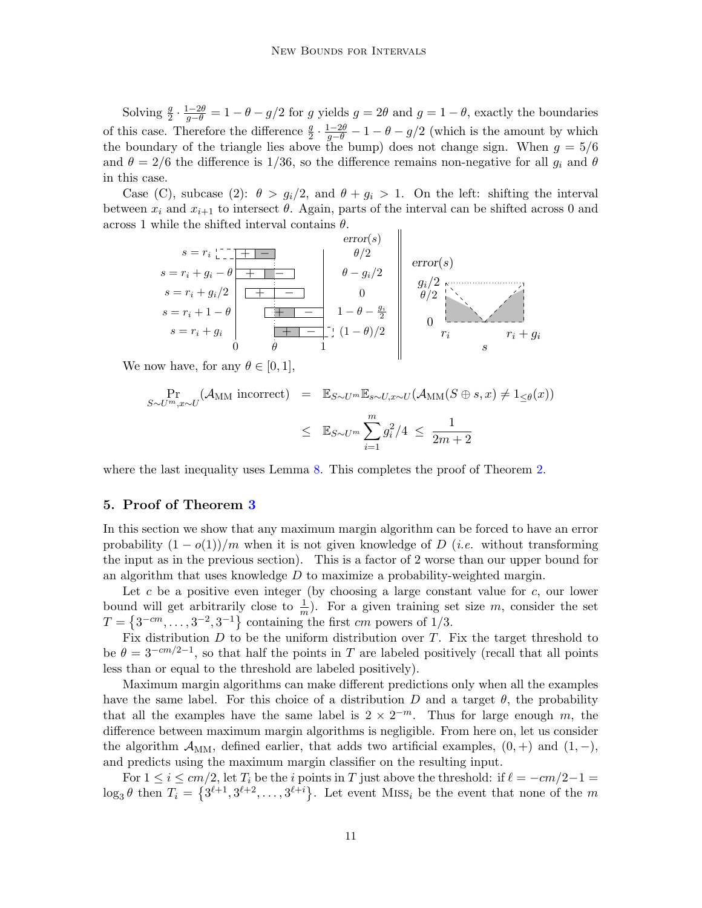Solving $\frac{g}{2} \cdot \frac{1-2\theta}{g-\theta} = 1 - \theta - g/2$ for $g$ yields $g = 2\theta$ and $g = 1 - \theta$, exactly the boundaries of this case. Therefore the difference $\frac{g}{2} \cdot \frac{1-2\theta}{g-\theta} - 1 - \theta - g/2$ (which is the amount by which the boundary of the triangle lies above the bump) does not change sign. When $g = 5/6$ and $\theta = 2/6$ the difference is $1/36$, so the difference remains non-negative for all $g_i$ and $\theta$ in this case.

Case (C), subcase (2): $\theta > g_i/2$, and $\theta + g_i > 1$. On the left: shifting the interval between $x_i$ and $x_{i+1}$ to intersect $\theta$. Again, parts of the interval can be shifted across 0 and across 1 while the shifted interval contains $\theta$.

| | error($s$) |
|---|---|
| $s = r_i$ | $\theta/2$ |
| $s = r_i + g_i - \theta$ | $\theta - g_i/2$ |
| $s = r_i + g_i/2$ | $0$ |
| $s = r_i + 1 - \theta$ | $1 - \theta - \frac{g_i}{2}$ |
| $s = r_i + g_i$ | $(1-\theta)/2$ |

We now have, for any $\theta \in [0, 1]$,

$$
\begin{aligned}
\Pr_{S \sim U^m, x \sim U}(\mathcal{A}_{\text{MM}} \text{ incorrect}) &= \mathbb{E}_{S \sim U^m} \mathbb{E}_{s \sim U, x \sim U}(\mathcal{A}_{\text{MM}}(S \oplus s, x) \neq 1_{\leq \theta}(x)) \\
&\leq \mathbb{E}_{S \sim U^m} \sum_{i=1}^{m} g_i^2/4 \leq \frac{1}{2m+2}
\end{aligned}
$$

where the last inequality uses Lemma 8. This completes the proof of Theorem 2.

## 5. Proof of Theorem 3

In this section we show that any maximum margin algorithm can be forced to have an error probability $(1 - o(1))/m$ when it is not given knowledge of $D$ (*i.e.* without transforming the input as in the previous section). This is a factor of 2 worse than our upper bound for an algorithm that uses knowledge $D$ to maximize a probability-weighted margin.

Let $c$ be a positive even integer (by choosing a large constant value for $c$, our lower bound will get arbitrarily close to $\frac{1}{m}$). For a given training set size $m$, consider the set $T = \{3^{-cm}, \ldots, 3^{-2}, 3^{-1}\}$ containing the first $cm$ powers of $1/3$.

Fix distribution $D$ to be the uniform distribution over $T$. Fix the target threshold to be $\theta = 3^{-cm/2-1}$, so that half the points in $T$ are labeled positively (recall that all points less than or equal to the threshold are labeled positively).

Maximum margin algorithms can make different predictions only when all the examples have the same label. For this choice of a distribution $D$ and a target $\theta$, the probability that all the examples have the same label is $2 \times 2^{-m}$. Thus for large enough $m$, the difference between maximum margin algorithms is negligible. From here on, let us consider the algorithm $\mathcal{A}_{\text{MM}}$, defined earlier, that adds two artificial examples, $(0, +)$ and $(1, -)$, and predicts using the maximum margin classifier on the resulting input.

For $1 \leq i \leq cm/2$, let $T_i$ be the $i$ points in $T$ just above the threshold: if $\ell = -cm/2-1 = \log_3 \theta$ then $T_i = \{3^{\ell+1}, 3^{\ell+2}, \ldots, 3^{\ell+i}\}$. Let event $\text{Miss}_i$ be the event that none of the $m$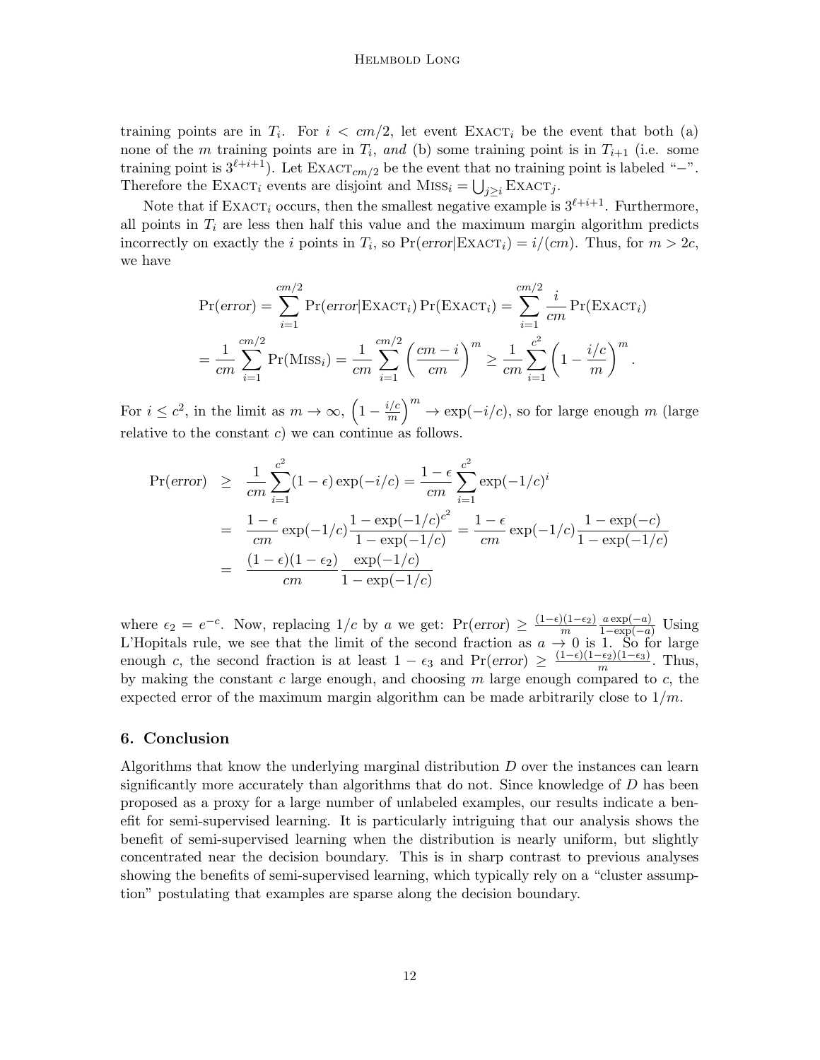training points are in $T_i$. For $i < cm/2$, let event $\textsc{Exact}_i$ be the event that both (a) none of the $m$ training points are in $T_i$, *and* (b) some training point is in $T_{i+1}$ (i.e. some training point is $3^{\ell+i+1}$). Let $\textsc{Exact}_{cm/2}$ be the event that no training point is labeled "−". Therefore the $\textsc{Exact}_i$ events are disjoint and $\textsc{Miss}_i = \bigcup_{j \geq i} \textsc{Exact}_j$.

Note that if $\textsc{Exact}_i$ occurs, then the smallest negative example is $3^{\ell+i+1}$. Furthermore, all points in $T_i$ are less then half this value and the maximum margin algorithm predicts incorrectly on exactly the $i$ points in $T_i$, so $\Pr(\mathit{error}|\textsc{Exact}_i) = i/(cm)$. Thus, for $m > 2c$, we have

$$\Pr(\mathit{error}) = \sum_{i=1}^{cm/2} \Pr(\mathit{error}|\textsc{Exact}_i) \Pr(\textsc{Exact}_i) = \sum_{i=1}^{cm/2} \frac{i}{cm} \Pr(\textsc{Exact}_i)$$

$$= \frac{1}{cm} \sum_{i=1}^{cm/2} \Pr(\textsc{Miss}_i) = \frac{1}{cm} \sum_{i=1}^{cm/2} \left( \frac{cm-i}{cm} \right)^m \geq \frac{1}{cm} \sum_{i=1}^{c^2} \left( 1 - \frac{i/c}{m} \right)^m .$$

For $i \leq c^2$, in the limit as $m \to \infty$, $\left(1 - \frac{i/c}{m}\right)^m \to \exp(-i/c)$, so for large enough $m$ (large relative to the constant $c$) we can continue as follows.

$$\begin{aligned}
\Pr(\mathit{error}) &\geq \frac{1}{cm} \sum_{i=1}^{c^2} (1-\epsilon) \exp(-i/c) = \frac{1-\epsilon}{cm} \sum_{i=1}^{c^2} \exp(-1/c)^i \\
&= \frac{1-\epsilon}{cm} \exp(-1/c) \frac{1 - \exp(-1/c)^{c^2}}{1 - \exp(-1/c)} = \frac{1-\epsilon}{cm} \exp(-1/c) \frac{1 - \exp(-c)}{1 - \exp(-1/c)} \\
&= \frac{(1-\epsilon)(1-\epsilon_2)}{cm} \frac{\exp(-1/c)}{1 - \exp(-1/c)}
\end{aligned}$$

where $\epsilon_2 = e^{-c}$. Now, replacing $1/c$ by $a$ we get: $\Pr(\mathit{error}) \geq \frac{(1-\epsilon)(1-\epsilon_2)}{m} \frac{a \exp(-a)}{1-\exp(-a)}$ Using L'Hopitals rule, we see that the limit of the second fraction as $a \to 0$ is 1. So for large enough $c$, the second fraction is at least $1 - \epsilon_3$ and $\Pr(\mathit{error}) \geq \frac{(1-\epsilon)(1-\epsilon_2)(1-\epsilon_3)}{m}$. Thus, by making the constant $c$ large enough, and choosing $m$ large enough compared to $c$, the expected error of the maximum margin algorithm can be made arbitrarily close to $1/m$.

## 6. Conclusion

Algorithms that know the underlying marginal distribution $D$ over the instances can learn significantly more accurately than algorithms that do not. Since knowledge of $D$ has been proposed as a proxy for a large number of unlabeled examples, our results indicate a benefit for semi-supervised learning. It is particularly intriguing that our analysis shows the benefit of semi-supervised learning when the distribution is nearly uniform, but slightly concentrated near the decision boundary. This is in sharp contrast to previous analyses showing the benefits of semi-supervised learning, which typically rely on a "cluster assumption" postulating that examples are sparse along the decision boundary.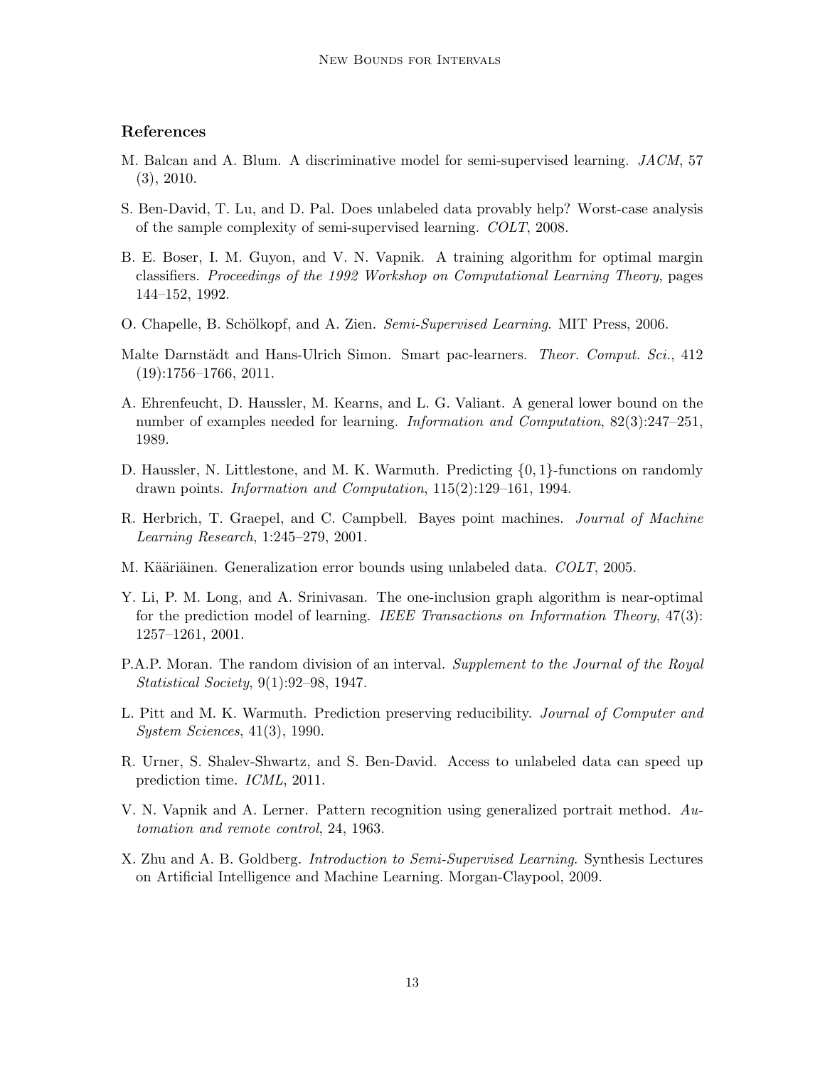## References

M. Balcan and A. Blum. A discriminative model for semi-supervised learning. *JACM*, 57 (3), 2010.

S. Ben-David, T. Lu, and D. Pal. Does unlabeled data provably help? Worst-case analysis of the sample complexity of semi-supervised learning. *COLT*, 2008.

B. E. Boser, I. M. Guyon, and V. N. Vapnik. A training algorithm for optimal margin classifiers. *Proceedings of the 1992 Workshop on Computational Learning Theory*, pages 144–152, 1992.

O. Chapelle, B. Schölkopf, and A. Zien. *Semi-Supervised Learning*. MIT Press, 2006.

Malte Darnstädt and Hans-Ulrich Simon. Smart pac-learners. *Theor. Comput. Sci.*, 412 (19):1756–1766, 2011.

A. Ehrenfeucht, D. Haussler, M. Kearns, and L. G. Valiant. A general lower bound on the number of examples needed for learning. *Information and Computation*, 82(3):247–251, 1989.

D. Haussler, N. Littlestone, and M. K. Warmuth. Predicting $\{0, 1\}$-functions on randomly drawn points. *Information and Computation*, 115(2):129–161, 1994.

R. Herbrich, T. Graepel, and C. Campbell. Bayes point machines. *Journal of Machine Learning Research*, 1:245–279, 2001.

M. Kääriäinen. Generalization error bounds using unlabeled data. *COLT*, 2005.

Y. Li, P. M. Long, and A. Srinivasan. The one-inclusion graph algorithm is near-optimal for the prediction model of learning. *IEEE Transactions on Information Theory*, 47(3): 1257–1261, 2001.

P.A.P. Moran. The random division of an interval. *Supplement to the Journal of the Royal Statistical Society*, 9(1):92–98, 1947.

L. Pitt and M. K. Warmuth. Prediction preserving reducibility. *Journal of Computer and System Sciences*, 41(3), 1990.

R. Urner, S. Shalev-Shwartz, and S. Ben-David. Access to unlabeled data can speed up prediction time. *ICML*, 2011.

V. N. Vapnik and A. Lerner. Pattern recognition using generalized portrait method. *Automation and remote control*, 24, 1963.

X. Zhu and A. B. Goldberg. *Introduction to Semi-Supervised Learning*. Synthesis Lectures on Artificial Intelligence and Machine Learning. Morgan-Claypool, 2009.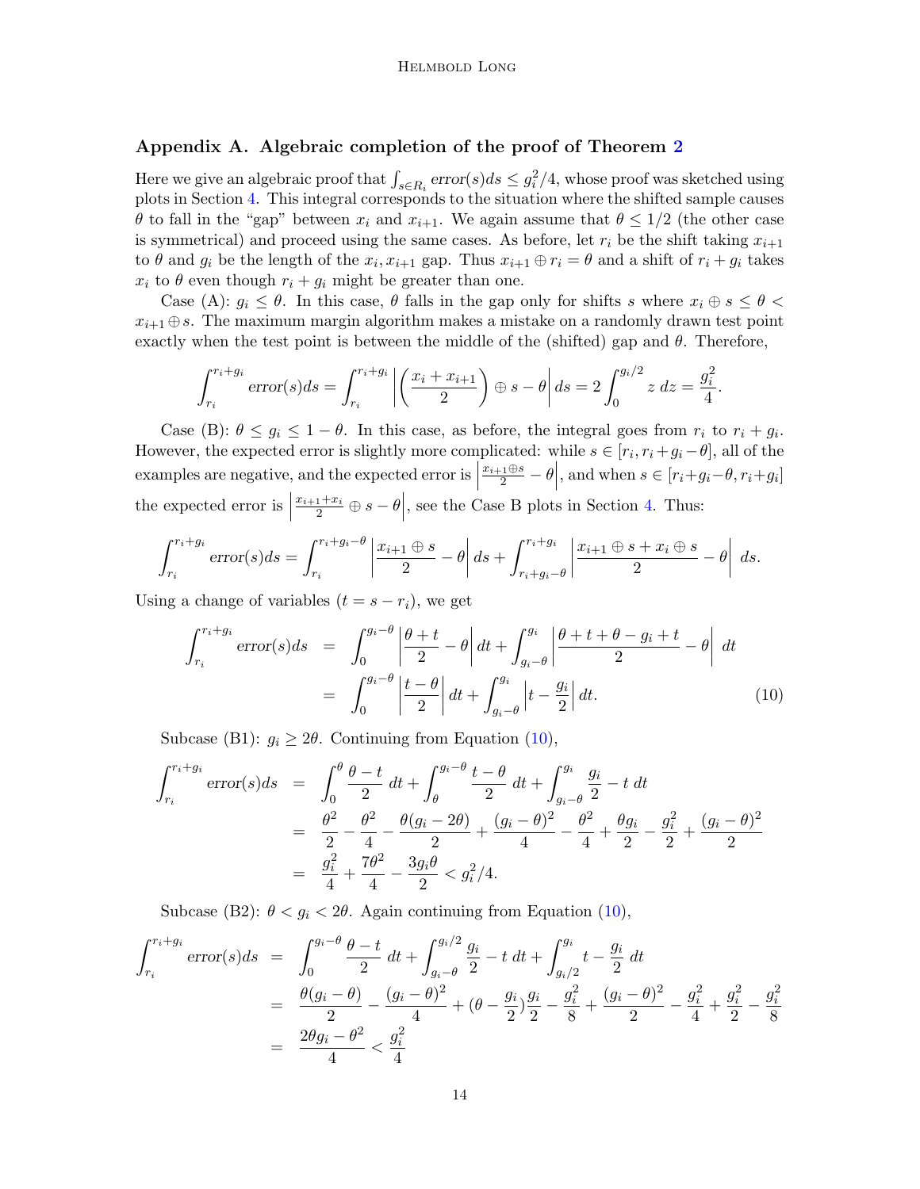## Appendix A. Algebraic completion of the proof of Theorem 2

Here we give an algebraic proof that $\int_{s \in R_i} error(s) ds \leq g_i^2/4$, whose proof was sketched using plots in Section 4. This integral corresponds to the situation where the shifted sample causes $\theta$ to fall in the "gap" between $x_i$ and $x_{i+1}$. We again assume that $\theta \leq 1/2$ (the other case is symmetrical) and proceed using the same cases. As before, let $r_i$ be the shift taking $x_{i+1}$ to $\theta$ and $g_i$ be the length of the $x_i, x_{i+1}$ gap. Thus $x_{i+1} \oplus r_i = \theta$ and a shift of $r_i + g_i$ takes $x_i$ to $\theta$ even though $r_i + g_i$ might be greater than one.

Case (A): $g_i \leq \theta$. In this case, $\theta$ falls in the gap only for shifts $s$ where $x_i \oplus s \leq \theta < x_{i+1} \oplus s$. The maximum margin algorithm makes a mistake on a randomly drawn test point exactly when the test point is between the middle of the (shifted) gap and $\theta$. Therefore,

$$\int_{r_i}^{r_i+g_i} error(s) ds = \int_{r_i}^{r_i+g_i} \left| \left( \frac{x_i + x_{i+1}}{2} \right) \oplus s - \theta \right| ds = 2 \int_0^{g_i/2} z \, dz = \frac{g_i^2}{4}.$$

Case (B): $\theta \leq g_i \leq 1 - \theta$. In this case, as before, the integral goes from $r_i$ to $r_i + g_i$. However, the expected error is slightly more complicated: while $s \in [r_i, r_i + g_i - \theta]$, all of the examples are negative, and the expected error is $\left| \frac{x_{i+1} \oplus s}{2} - \theta \right|$, and when $s \in [r_i + g_i - \theta, r_i + g_i]$ the expected error is $\left| \frac{x_{i+1} + x_i}{2} \oplus s - \theta \right|$, see the Case B plots in Section 4. Thus:

$$\int_{r_i}^{r_i+g_i} error(s) ds = \int_{r_i}^{r_i+g_i-\theta} \left| \frac{x_{i+1} \oplus s}{2} - \theta \right| ds + \int_{r_i+g_i-\theta}^{r_i+g_i} \left| \frac{x_{i+1} \oplus s + x_i \oplus s}{2} - \theta \right| \, ds.$$

Using a change of variables ($t = s - r_i$), we get

$$\begin{aligned}
\int_{r_i}^{r_i+g_i} error(s) ds &= \int_0^{g_i-\theta} \left| \frac{\theta + t}{2} - \theta \right| dt + \int_{g_i-\theta}^{g_i} \left| \frac{\theta + t + \theta - g_i + t}{2} - \theta \right| \, dt \\
&= \int_0^{g_i-\theta} \left| \frac{t - \theta}{2} \right| dt + \int_{g_i-\theta}^{g_i} \left| t - \frac{g_i}{2} \right| dt. \qquad (10)
\end{aligned}$$

Subcase (B1): $g_i \geq 2\theta$. Continuing from Equation (10),

$$\begin{aligned}
\int_{r_i}^{r_i+g_i} error(s) ds &= \int_0^{\theta} \frac{\theta - t}{2} \, dt + \int_{\theta}^{g_i-\theta} \frac{t - \theta}{2} \, dt + \int_{g_i-\theta}^{g_i} \frac{g_i}{2} - t \, dt \\
&= \frac{\theta^2}{2} - \frac{\theta^2}{4} - \frac{\theta(g_i - 2\theta)}{2} + \frac{(g_i - \theta)^2}{4} - \frac{\theta^2}{4} + \frac{\theta g_i}{2} - \frac{g_i^2}{2} + \frac{(g_i - \theta)^2}{2} \\
&= \frac{g_i^2}{4} + \frac{7\theta^2}{4} - \frac{3g_i\theta}{2} < g_i^2/4.
\end{aligned}$$

Subcase (B2): $\theta < g_i < 2\theta$. Again continuing from Equation (10),

$$\begin{aligned}
\int_{r_i}^{r_i+g_i} error(s) ds &= \int_0^{g_i-\theta} \frac{\theta - t}{2} \, dt + \int_{g_i-\theta}^{g_i/2} \frac{g_i}{2} - t \, dt + \int_{g_i/2}^{g_i} t - \frac{g_i}{2} \, dt \\
&= \frac{\theta(g_i - \theta)}{2} - \frac{(g_i - \theta)^2}{4} + (\theta - \frac{g_i}{2})\frac{g_i}{2} - \frac{g_i^2}{8} + \frac{(g_i - \theta)^2}{2} - \frac{g_i^2}{4} + \frac{g_i^2}{2} - \frac{g_i^2}{8} \\
&= \frac{2\theta g_i - \theta^2}{4} < \frac{g_i^2}{4}
\end{aligned}$$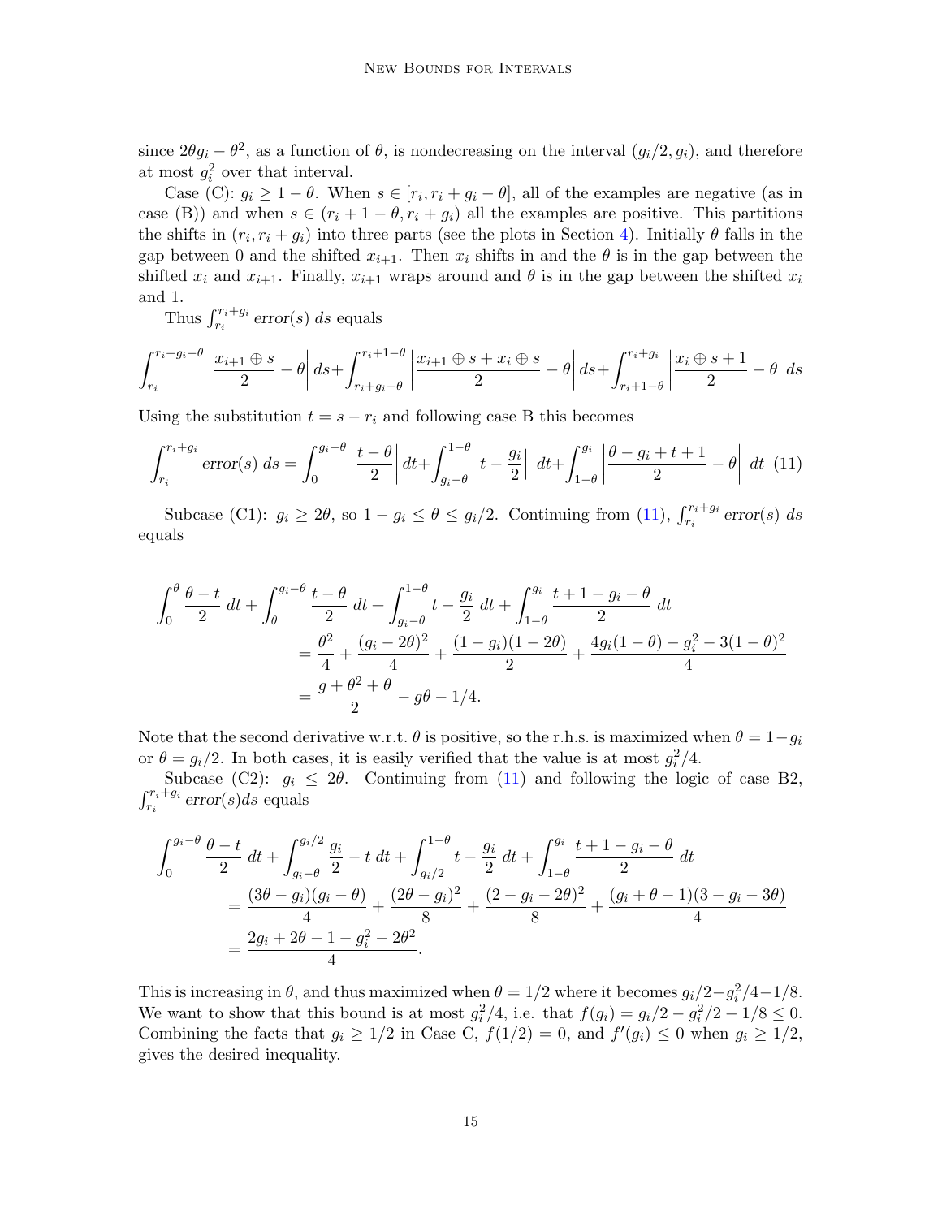since $2\theta g_i - \theta^2$, as a function of $\theta$, is nondecreasing on the interval $(g_i/2, g_i)$, and therefore at most $g_i^2$ over that interval.

Case (C): $g_i \geq 1 - \theta$. When $s \in [r_i, r_i + g_i - \theta]$, all of the examples are negative (as in case (B)) and when $s \in (r_i + 1 - \theta, r_i + g_i)$ all the examples are positive. This partitions the shifts in $(r_i, r_i + g_i)$ into three parts (see the plots in Section 4). Initially $\theta$ falls in the gap between 0 and the shifted $x_{i+1}$. Then $x_i$ shifts in and the $\theta$ is in the gap between the shifted $x_i$ and $x_{i+1}$. Finally, $x_{i+1}$ wraps around and $\theta$ is in the gap between the shifted $x_i$ and 1.

Thus $\int_{r_i}^{r_i+g_i} \mathit{error}(s)\ ds$ equals

$$\int_{r_i}^{r_i+g_i-\theta} \left| \frac{x_{i+1} \oplus s}{2} - \theta \right| ds + \int_{r_i+g_i-\theta}^{r_i+1-\theta} \left| \frac{x_{i+1} \oplus s + x_i \oplus s}{2} - \theta \right| ds + \int_{r_i+1-\theta}^{r_i+g_i} \left| \frac{x_i \oplus s + 1}{2} - \theta \right| ds$$

Using the substitution $t = s - r_i$ and following case B this becomes

$$\int_{r_i}^{r_i+g_i} \mathit{error}(s)\ ds = \int_0^{g_i-\theta} \left| \frac{t-\theta}{2} \right| dt + \int_{g_i-\theta}^{1-\theta} \left| t - \frac{g_i}{2} \right|\ dt + \int_{1-\theta}^{g_i} \left| \frac{\theta - g_i + t + 1}{2} - \theta \right|\ dt \quad (11)$$

Subcase (C1): $g_i \geq 2\theta$, so $1 - g_i \leq \theta \leq g_i/2$. Continuing from (11), $\int_{r_i}^{r_i+g_i} \mathit{error}(s)\ ds$ equals

$$\begin{aligned}
\int_0^{\theta} \frac{\theta - t}{2}\ dt + \int_{\theta}^{g_i-\theta} \frac{t-\theta}{2}\ dt + \int_{g_i-\theta}^{1-\theta} t - \frac{g_i}{2}\ dt + \int_{1-\theta}^{g_i} \frac{t + 1 - g_i - \theta}{2}\ dt& \\
= \frac{\theta^2}{4} + \frac{(g_i - 2\theta)^2}{4} + \frac{(1-g_i)(1-2\theta)}{2} + \frac{4g_i(1-\theta) - g_i^2 - 3(1-\theta)^2}{4}& \\
= \frac{g + \theta^2 + \theta}{2} - g\theta - 1/4.&
\end{aligned}$$

Note that the second derivative w.r.t. $\theta$ is positive, so the r.h.s. is maximized when $\theta = 1 - g_i$ or $\theta = g_i/2$. In both cases, it is easily verified that the value is at most $g_i^2/4$.

Subcase (C2): $g_i \leq 2\theta$. Continuing from (11) and following the logic of case B2, $\int_{r_i}^{r_i+g_i} \mathit{error}(s) ds$ equals

$$\begin{aligned}
\int_0^{g_i-\theta} \frac{\theta - t}{2}\ dt + \int_{g_i-\theta}^{g_i/2} \frac{g_i}{2} - t\ dt + \int_{g_i/2}^{1-\theta} t - \frac{g_i}{2}\ dt + \int_{1-\theta}^{g_i} \frac{t + 1 - g_i - \theta}{2}\ dt& \\
= \frac{(3\theta - g_i)(g_i - \theta)}{4} + \frac{(2\theta - g_i)^2}{8} + \frac{(2 - g_i - 2\theta)^2}{8} + \frac{(g_i + \theta - 1)(3 - g_i - 3\theta)}{4}& \\
= \frac{2g_i + 2\theta - 1 - g_i^2 - 2\theta^2}{4}.&
\end{aligned}$$

This is increasing in $\theta$, and thus maximized when $\theta = 1/2$ where it becomes $g_i/2 - g_i^2/4 - 1/8$. We want to show that this bound is at most $g_i^2/4$, i.e. that $f(g_i) = g_i/2 - g_i^2/2 - 1/8 \leq 0$. Combining the facts that $g_i \geq 1/2$ in Case C, $f(1/2) = 0$, and $f'(g_i) \leq 0$ when $g_i \geq 1/2$, gives the desired inequality.